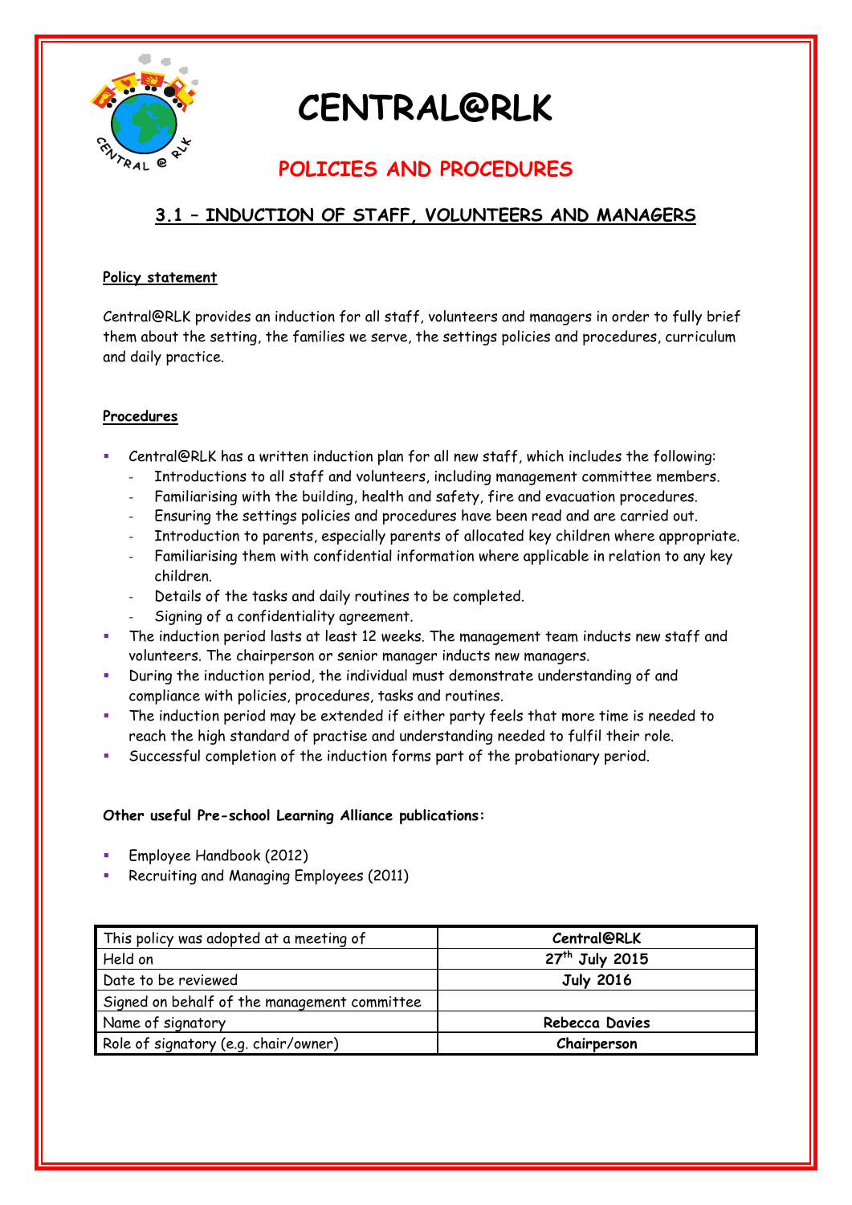# CENTRAL@RLK

## POLICIES AND PROCEDURES

### 3.1 – INDUCTION OF STAFF, VOLUNTEERS AND MANAGERS

**Policy statement**

Central@RLK provides an induction for all staff, volunteers and managers in order to fully brief them about the setting, the families we serve, the settings policies and procedures, curriculum and daily practice.

**Procedures**

- Central@RLK has a written induction plan for all new staff, which includes the following:
  - Introductions to all staff and volunteers, including management committee members.
  - Familiarising with the building, health and safety, fire and evacuation procedures.
  - Ensuring the settings policies and procedures have been read and are carried out.
  - Introduction to parents, especially parents of allocated key children where appropriate.
  - Familiarising them with confidential information where applicable in relation to any key children.
  - Details of the tasks and daily routines to be completed.
  - Signing of a confidentiality agreement.
- The induction period lasts at least 12 weeks. The management team inducts new staff and volunteers. The chairperson or senior manager inducts new managers.
- During the induction period, the individual must demonstrate understanding of and compliance with policies, procedures, tasks and routines.
- The induction period may be extended if either party feels that more time is needed to reach the high standard of practise and understanding needed to fulfil their role.
- Successful completion of the induction forms part of the probationary period.

**Other useful Pre-school Learning Alliance publications:**

- Employee Handbook (2012)
- Recruiting and Managing Employees (2011)

| This policy was adopted at a meeting of | **Central@RLK** |
|---|---|
| Held on | **27th July 2015** |
| Date to be reviewed | **July 2016** |
| Signed on behalf of the management committee | |
| Name of signatory | **Rebecca Davies** |
| Role of signatory (e.g. chair/owner) | **Chairperson** |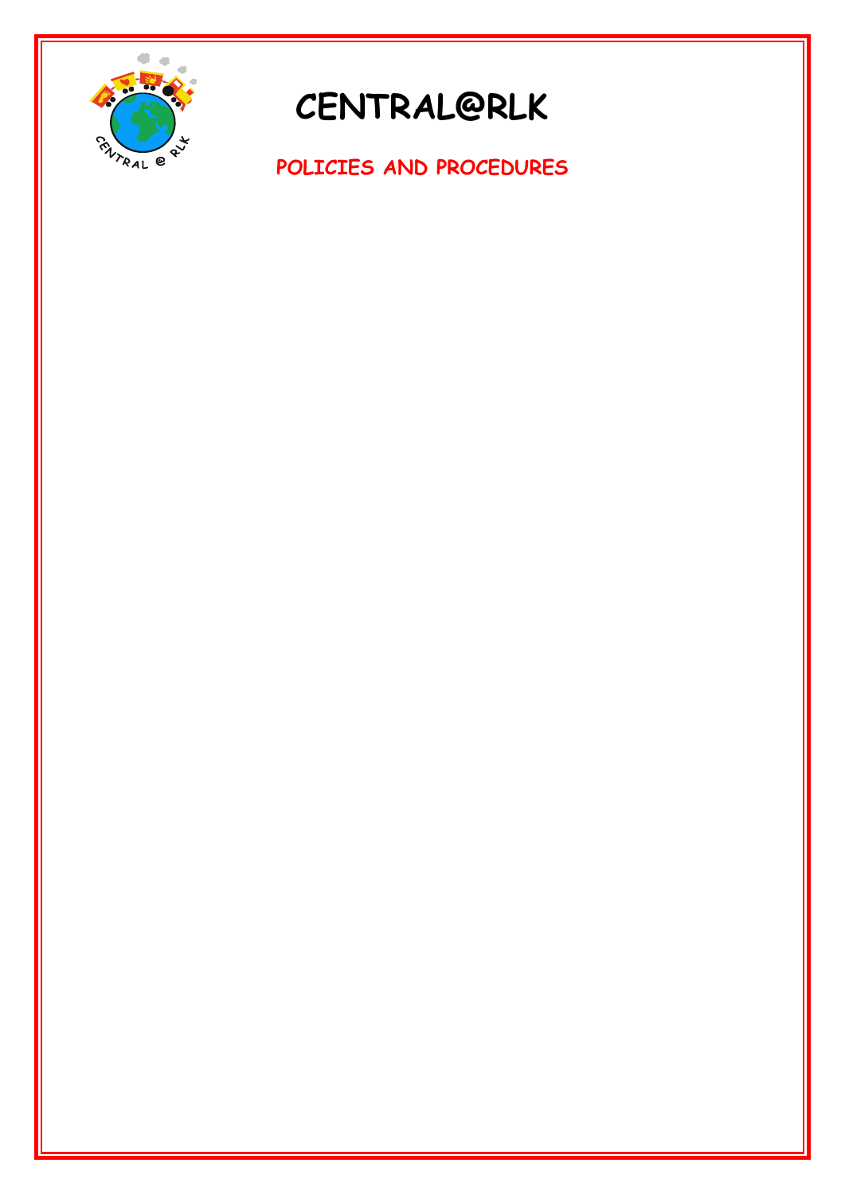# CENTRAL@RLK

**POLICIES AND PROCEDURES**